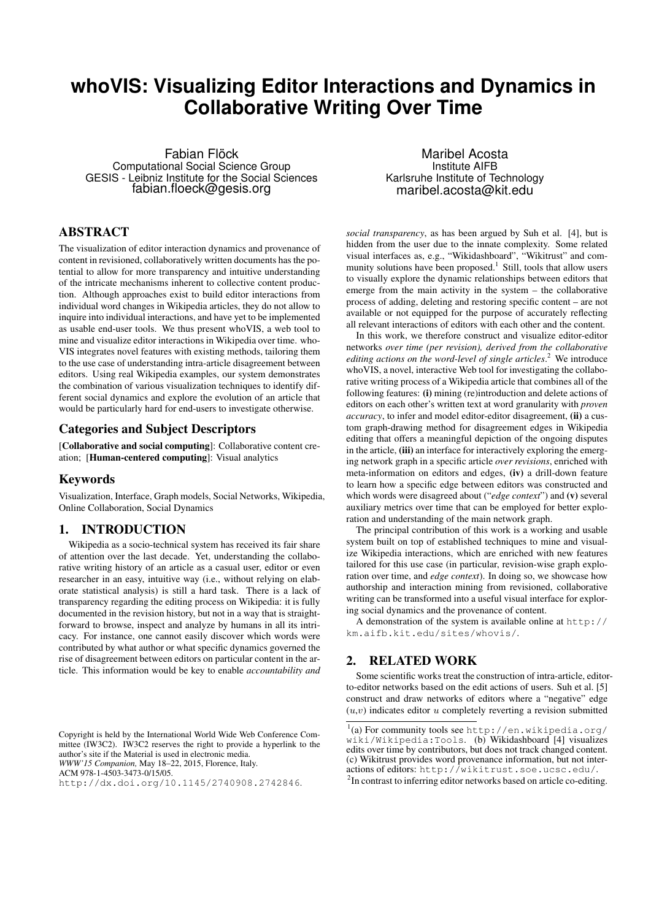# whoVIS: Visualizing Editor Interactions and Dynamics in Collaborative Writing Over Time

Fabian Flöck
Computational Social Science Group
GESIS - Leibniz Institute for the Social Sciences
fabian.floeck@gesis.org

Maribel Acosta
Institute AIFB
Karlsruhe Institute of Technology
maribel.acosta@kit.edu

## ABSTRACT

The visualization of editor interaction dynamics and provenance of content in revisioned, collaboratively written documents has the potential to allow for more transparency and intuitive understanding of the intricate mechanisms inherent to collective content production. Although approaches exist to build editor interactions from individual word changes in Wikipedia articles, they do not allow to inquire into individual interactions, and have yet to be implemented as usable end-user tools. We thus present whoVIS, a web tool to mine and visualize editor interactions in Wikipedia over time. whoVIS integrates novel features with existing methods, tailoring them to the use case of understanding intra-article disagreement between editors. Using real Wikipedia examples, our system demonstrates the combination of various visualization techniques to identify different social dynamics and explore the evolution of an article that would be particularly hard for end-users to investigate otherwise.

## Categories and Subject Descriptors

[**Collaborative and social computing**]: Collaborative content creation; [**Human-centered computing**]: Visual analytics

## Keywords

Visualization, Interface, Graph models, Social Networks, Wikipedia, Online Collaboration, Social Dynamics

## 1. INTRODUCTION

Wikipedia as a socio-technical system has received its fair share of attention over the last decade. Yet, understanding the collaborative writing history of an article as a casual user, editor or even researcher in an easy, intuitive way (i.e., without relying on elaborate statistical analysis) is still a hard task. There is a lack of transparency regarding the editing process on Wikipedia: it is fully documented in the revision history, but not in a way that is straightforward to browse, inspect and analyze by humans in all its intricacy. For instance, one cannot easily discover which words were contributed by what author or what specific dynamics governed the rise of disagreement between editors on particular content in the article. This information would be key to enable *accountability and social transparency*, as has been argued by Suh et al. [4], but is hidden from the user due to the innate complexity. Some related visual interfaces as, e.g., "Wikidashboard", "Wikitrust" and community solutions have been proposed.[1] Still, tools that allow users to visually explore the dynamic relationships between editors that emerge from the main activity in the system – the collaborative process of adding, deleting and restoring specific content – are not available or not equipped for the purpose of accurately reflecting all relevant interactions of editors with each other and the content.

In this work, we therefore construct and visualize editor-editor networks *over time (per revision), derived from the collaborative editing actions on the word-level of single articles*.[2] We introduce whoVIS, a novel, interactive Web tool for investigating the collaborative writing process of a Wikipedia article that combines all of the following features: **(i)** mining (re)introduction and delete actions of editors on each other's written text at word granularity with *proven accuracy*, to infer and model editor-editor disagreement, **(ii)** a custom graph-drawing method for disagreement edges in Wikipedia editing that offers a meaningful depiction of the ongoing disputes in the article, **(iii)** an interface for interactively exploring the emerging network graph in a specific article *over revisions*, enriched with meta-information on editors and edges, **(iv)** a drill-down feature to learn how a specific edge between editors was constructed and which words were disagreed about ("*edge context*") and **(v)** several auxiliary metrics over time that can be employed for better exploration and understanding of the main network graph.

The principal contribution of this work is a working and usable system built on top of established techniques to mine and visualize Wikipedia interactions, which are enriched with new features tailored for this use case (in particular, revision-wise graph exploration over time, and *edge context*). In doing so, we showcase how authorship and interaction mining from revisioned, collaborative writing can be transformed into a useful visual interface for exploring social dynamics and the provenance of content.

A demonstration of the system is available online at `http://km.aifb.kit.edu/sites/whovis/`.

## 2. RELATED WORK

Some scientific works treat the construction of intra-article, editor-to-editor networks based on the edit actions of users. Suh et al. [5] construct and draw networks of editors where a "negative" edge $(u,v)$ indicates editor $u$ completely reverting a revision submitted

Copyright is held by the International World Wide Web Conference Committee (IW3C2). IW3C2 reserves the right to provide a hyperlink to the author's site if the Material is used in electronic media.
*WWW'15 Companion*, May 18–22, 2015, Florence, Italy.
ACM 978-1-4503-3473-0/15/05.
`http://dx.doi.org/10.1145/2740908.2742846`.

[1] (a) For community tools see `http://en.wikipedia.org/wiki/Wikipedia:Tools`. (b) Wikidashboard [4] visualizes edits over time by contributors, but does not track changed content. (c) Wikitrust provides word provenance information, but not interactions of editors: `http://wikitrust.soe.ucsc.edu/`.

[2] In contrast to inferring editor networks based on article co-editing.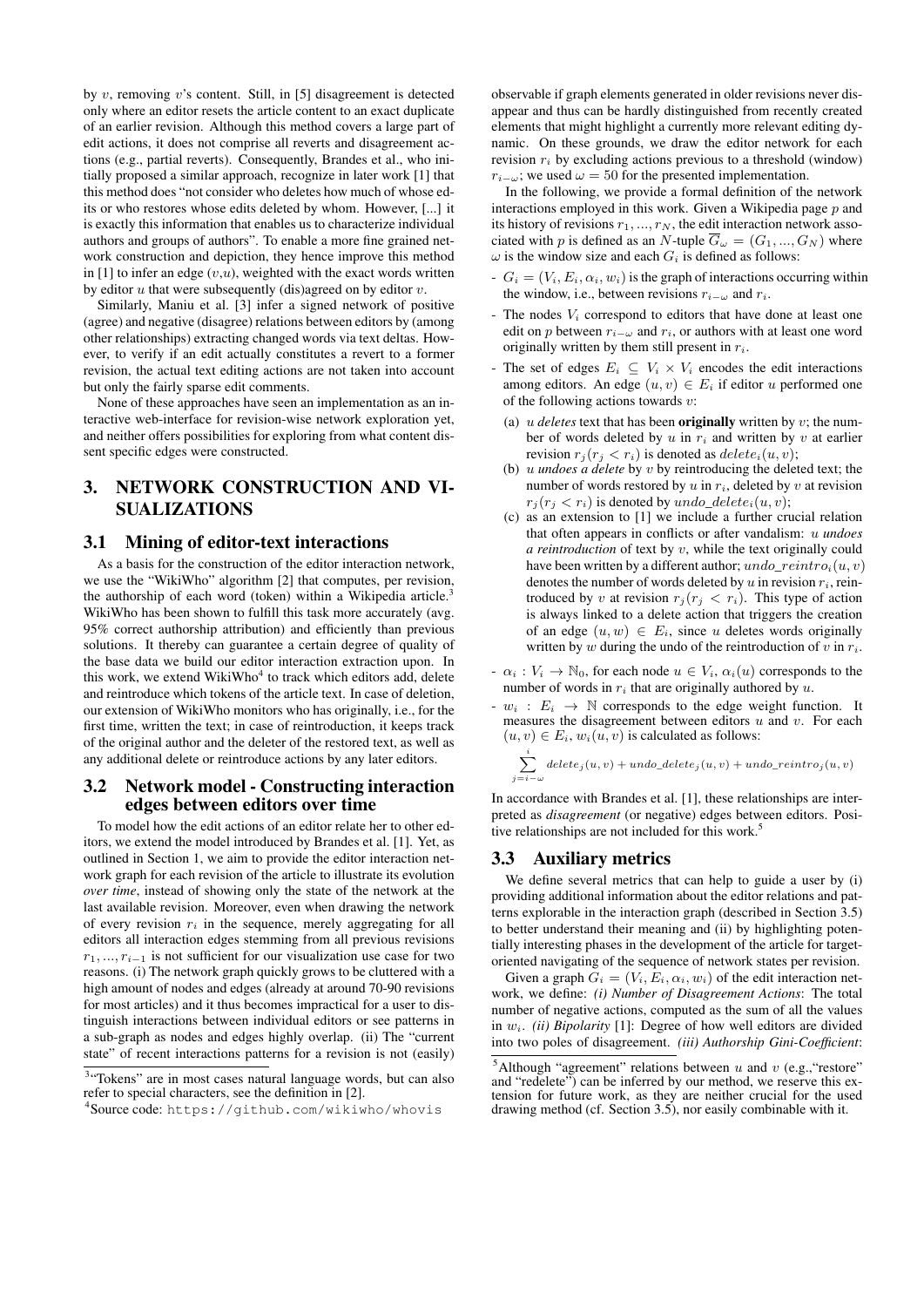by $v$, removing $v$'s content. Still, in [5] disagreement is detected only where an editor resets the article content to an exact duplicate of an earlier revision. Although this method covers a large part of edit actions, it does not comprise all reverts and disagreement actions (e.g., partial reverts). Consequently, Brandes et al., who initially proposed a similar approach, recognize in later work [1] that this method does "not consider who deletes how much of whose edits or who restores whose edits deleted by whom. However, [...] it is exactly this information that enables us to characterize individual authors and groups of authors". To enable a more fine grained network construction and depiction, they hence improve this method in [1] to infer an edge $(v,u)$, weighted with the exact words written by editor $u$ that were subsequently (dis)agreed on by editor $v$.

Similarly, Maniu et al. [3] infer a signed network of positive (agree) and negative (disagree) relations between editors by (among other relationships) extracting changed words via text deltas. However, to verify if an edit actually constitutes a revert to a former revision, the actual text editing actions are not taken into account but only the fairly sparse edit comments.

None of these approaches have seen an implementation as an interactive web-interface for revision-wise network exploration yet, and neither offers possibilities for exploring from what content dissent specific edges were constructed.

## 3. NETWORK CONSTRUCTION AND VISUALIZATIONS

### 3.1 Mining of editor-text interactions

As a basis for the construction of the editor interaction network, we use the "WikiWho" algorithm [2] that computes, per revision, the authorship of each word (token) within a Wikipedia article.[3] WikiWho has been shown to fulfill this task more accurately (avg. 95% correct authorship attribution) and efficiently than previous solutions. It thereby can guarantee a certain degree of quality of the base data we build our editor interaction extraction upon. In this work, we extend WikiWho[4] to track which editors add, delete and reintroduce which tokens of the article text. In case of deletion, our extension of WikiWho monitors who has originally, i.e., for the first time, written the text; in case of reintroduction, it keeps track of the original author and the deleter of the restored text, as well as any additional delete or reintroduce actions by any later editors.

### 3.2 Network model - Constructing interaction edges between editors over time

To model how the edit actions of an editor relate her to other editors, we extend the model introduced by Brandes et al. [1]. Yet, as outlined in Section 1, we aim to provide the editor interaction network graph for each revision of the article to illustrate its evolution *over time*, instead of showing only the state of the network at the last available revision. Moreover, even when drawing the network of every revision $r_i$ in the sequence, merely aggregating for all editors all interaction edges stemming from all previous revisions $r_1, ..., r_{i-1}$ is not sufficient for our visualization use case for two reasons. (i) The network graph quickly grows to be cluttered with a high amount of nodes and edges (already at around 70-90 revisions for most articles) and it thus becomes impractical for a user to distinguish interactions between individual editors or see patterns in a sub-graph as nodes and edges highly overlap. (ii) The "current state" of recent interactions patterns for a revision is not (easily) observable if graph elements generated in older revisions never disappear and thus can be hardly distinguished from recently created elements that might highlight a currently more relevant editing dynamic. On these grounds, we draw the editor network for each revision $r_i$ by excluding actions previous to a threshold (window) $r_{i-\omega}$; we used $\omega = 50$ for the presented implementation.

In the following, we provide a formal definition of the network interactions employed in this work. Given a Wikipedia page $p$ and its history of revisions $r_1, ..., r_N$, the edit interaction network associated with $p$ is defined as an $N$-tuple $\overline{G}_\omega = (G_1, ..., G_N)$ where $\omega$ is the window size and each $G_i$ is defined as follows:

- $G_i = (V_i, E_i, \alpha_i, w_i)$ is the graph of interactions occurring within the window, i.e., between revisions $r_{i-\omega}$ and $r_i$.
- The nodes $V_i$ correspond to editors that have done at least one edit on $p$ between $r_{i-\omega}$ and $r_i$, or authors with at least one word originally written by them still present in $r_i$.
- The set of edges $E_i \subseteq V_i \times V_i$ encodes the edit interactions among editors. An edge $(u, v) \in E_i$ if editor $u$ performed one of the following actions towards $v$:
  - (a) *u deletes* text that has been **originally** written by $v$; the number of words deleted by $u$ in $r_i$ and written by $v$ at earlier revision $r_j (r_j < r_i)$ is denoted as $delete_i(u, v)$;
  - (b) *u undoes a delete* by $v$ by reintroducing the deleted text; the number of words restored by $u$ in $r_i$, deleted by $v$ at revision $r_j (r_j < r_i)$ is denoted by $undo\_delete_i(u, v)$;
  - (c) as an extension to [1] we include a further crucial relation that often appears in conflicts or after vandalism: *u undoes a reintroduction* of text by $v$, while the text originally could have been written by a different author; $undo\_reintro_i(u, v)$ denotes the number of words deleted by $u$ in revision $r_i$, reintroduced by $v$ at revision $r_j (r_j < r_i)$. This type of action is always linked to a delete action that triggers the creation of an edge $(u, w) \in E_i$, since $u$ deletes words originally written by $w$ during the undo of the reintroduction of $v$ in $r_i$.
- $\alpha_i : V_i \rightarrow \mathbb{N}_0$, for each node $u \in V_i$, $\alpha_i(u)$ corresponds to the number of words in $r_i$ that are originally authored by $u$.
- $w_i : E_i \rightarrow \mathbb{N}$ corresponds to the edge weight function. It measures the disagreement between editors $u$ and $v$. For each $(u, v) \in E_i$, $w_i(u, v)$ is calculated as follows:

$$\sum_{j=i-\omega}^{i} delete_j(u, v) + undo\_delete_j(u, v) + undo\_reintro_j(u, v)$$

In accordance with Brandes et al. [1], these relationships are interpreted as *disagreement* (or negative) edges between editors. Positive relationships are not included for this work.[5]

### 3.3 Auxiliary metrics

We define several metrics that can help to guide a user by (i) providing additional information about the editor relations and patterns explorable in the interaction graph (described in Section 3.5) to better understand their meaning and (ii) by highlighting potentially interesting phases in the development of the article for target-oriented navigating of the sequence of network states per revision.

Given a graph $G_i = (V_i, E_i, \alpha_i, w_i)$ of the edit interaction network, we define: *(i) Number of Disagreement Actions*: The total number of negative actions, computed as the sum of all the values in $w_i$. *(ii) Bipolarity* [1]: Degree of how well editors are divided into two poles of disagreement. *(iii) Authorship Gini-Coefficient*:

[3] "Tokens" are in most cases natural language words, but can also refer to special characters, see the definition in [2].

[4] Source code: `https://github.com/wikiwho/whovis`

[5] Although "agreement" relations between $u$ and $v$ (e.g.,"restore" and "redelete") can be inferred by our method, we reserve this extension for future work, as they are neither crucial for the used drawing method (cf. Section 3.5), nor easily combinable with it.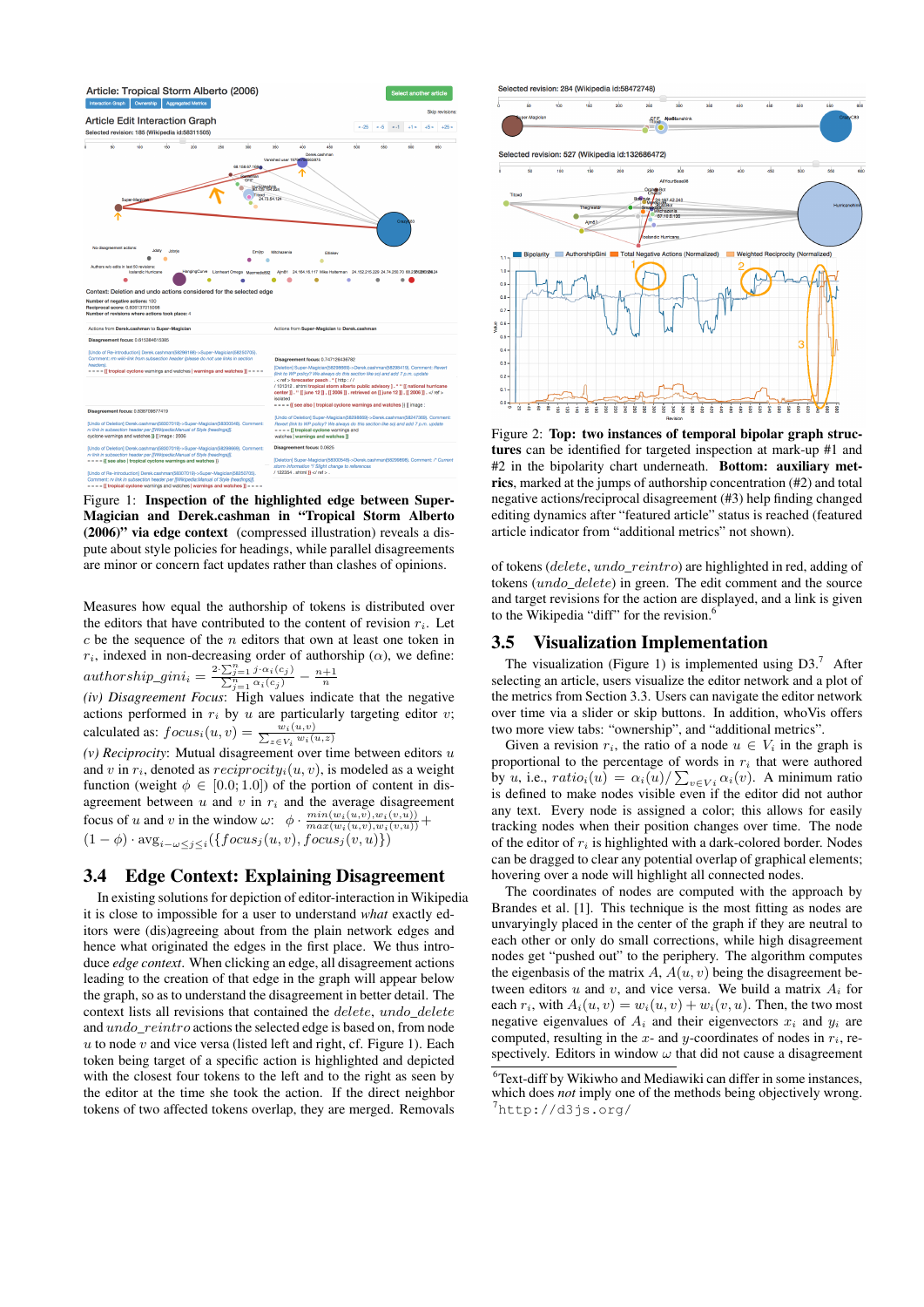Figure 1: **Inspection of the highlighted edge between Super-Magician and Derek.cashman in "Tropical Storm Alberto (2006)" via edge context** (compressed illustration) reveals a dispute about style policies for headings, while parallel disagreements are minor or concern fact updates rather than clashes of opinions.

Measures how equal the authorship of tokens is distributed over the editors that have contributed to the content of revision $r_i$. Let $c$ be the sequence of the $n$ editors that own at least one token in $r_i$, indexed in non-decreasing order of authorship ($\alpha$), we define: $authorship\_gini_i = \frac{2 \cdot \sum_{j=1}^{n} j \cdot \alpha_i(c_j)}{\sum_{j=1}^{n} \alpha_i(c_j)} - \frac{n+1}{n}$

*(iv) Disagreement Focus*: High values indicate that the negative actions performed in $r_i$ by $u$ are particularly targeting editor $v$; calculated as: $focus_i(u,v) = \frac{w_i(u,v)}{\sum_{z \in V_i} w_i(u,z)}$

*(v) Reciprocity*: Mutual disagreement over time between editors $u$ and $v$ in $r_i$, denoted as $reciprocity_i(u,v)$, is modeled as a weight function (weight $\phi \in [0.0; 1.0]$) of the portion of content in disagreement between $u$ and $v$ in $r_i$ and the average disagreement focus of $u$ and $v$ in the window $\omega$: $\phi \cdot \frac{min(w_i(u,v), w_i(v,u))}{max(w_i(u,v), w_i(v,u))} + (1-\phi) \cdot \text{avg}_{i-\omega \leq j \leq i}(\{focus_j(u,v), focus_j(v,u)\})$

## 3.4 Edge Context: Explaining Disagreement

In existing solutions for depiction of editor-interaction in Wikipedia it is close to impossible for a user to understand *what* exactly editors were (dis)agreeing about from the plain network edges and hence what originated the edges in the first place. We thus introduce *edge context*. When clicking an edge, all disagreement actions leading to the creation of that edge in the graph will appear below the graph, so as to understand the disagreement in better detail. The context lists all revisions that contained the $delete$, $undo\_delete$ and $undo\_reintro$ actions the selected edge is based on, from node $u$ to node $v$ and vice versa (listed left and right, cf. Figure 1). Each token being target of a specific action is highlighted and depicted with the closest four tokens to the left and to the right as seen by the editor at the time she took the action. If the direct neighbor tokens of two affected tokens overlap, they are merged. Removals of tokens ($delete$, $undo\_reintro$) are highlighted in red, adding of tokens ($undo\_delete$) in green. The edit comment and the source and target revisions for the action are displayed, and a link is given to the Wikipedia "diff" for the revision.[6]

Figure 2: **Top: two instances of temporal bipolar graph structures** can be identified for targeted inspection at mark-up #1 and #2 in the bipolarity chart underneath. **Bottom: auxiliary metrics**, marked at the jumps of authorship concentration (#2) and total negative actions/reciprocal disagreement (#3) help finding changed editing dynamics after "featured article" status is reached (featured article indicator from "additional metrics" not shown).

## 3.5 Visualization Implementation

The visualization (Figure 1) is implemented using D3.[7] After selecting an article, users visualize the editor network and a plot of the metrics from Section 3.3. Users can navigate the editor network over time via a slider or skip buttons. In addition, whoVis offers two more view tabs: "ownership", and "additional metrics".

Given a revision $r_i$, the ratio of a node $u \in V_i$ in the graph is proportional to the percentage of words in $r_i$ that were authored by $u$, i.e., $ratio_i(u) = \alpha_i(u) / \sum_{v \in V_i} \alpha_i(v)$. A minimum ratio is defined to make nodes visible even if the editor did not author any text. Every node is assigned a color; this allows for easily tracking nodes when their position changes over time. The node of the editor of $r_i$ is highlighted with a dark-colored border. Nodes can be dragged to clear any potential overlap of graphical elements; hovering over a node will highlight all connected nodes.

The coordinates of nodes are computed with the approach by Brandes et al. [1]. This technique is the most fitting as nodes are unvaryingly placed in the center of the graph if they are neutral to each other or only do small corrections, while high disagreement nodes get "pushed out" to the periphery. The algorithm computes the eigenbasis of the matrix $A$, $A(u,v)$ being the disagreement between editors $u$ and $v$, and vice versa. We build a matrix $A_i$ for each $r_i$, with $A_i(u,v) = w_i(u,v) + w_i(v,u)$. Then, the two most negative eigenvalues of $A_i$ and their eigenvectors $x_i$ and $y_i$ are computed, resulting in the $x$- and $y$-coordinates of nodes in $r_i$, respectively. Editors in window $\omega$ that did not cause a disagreement

[6] Text-diff by Wikiwho and Mediawiki can differ in some instances, which does *not* imply one of the methods being objectively wrong.

[7] http://d3js.org/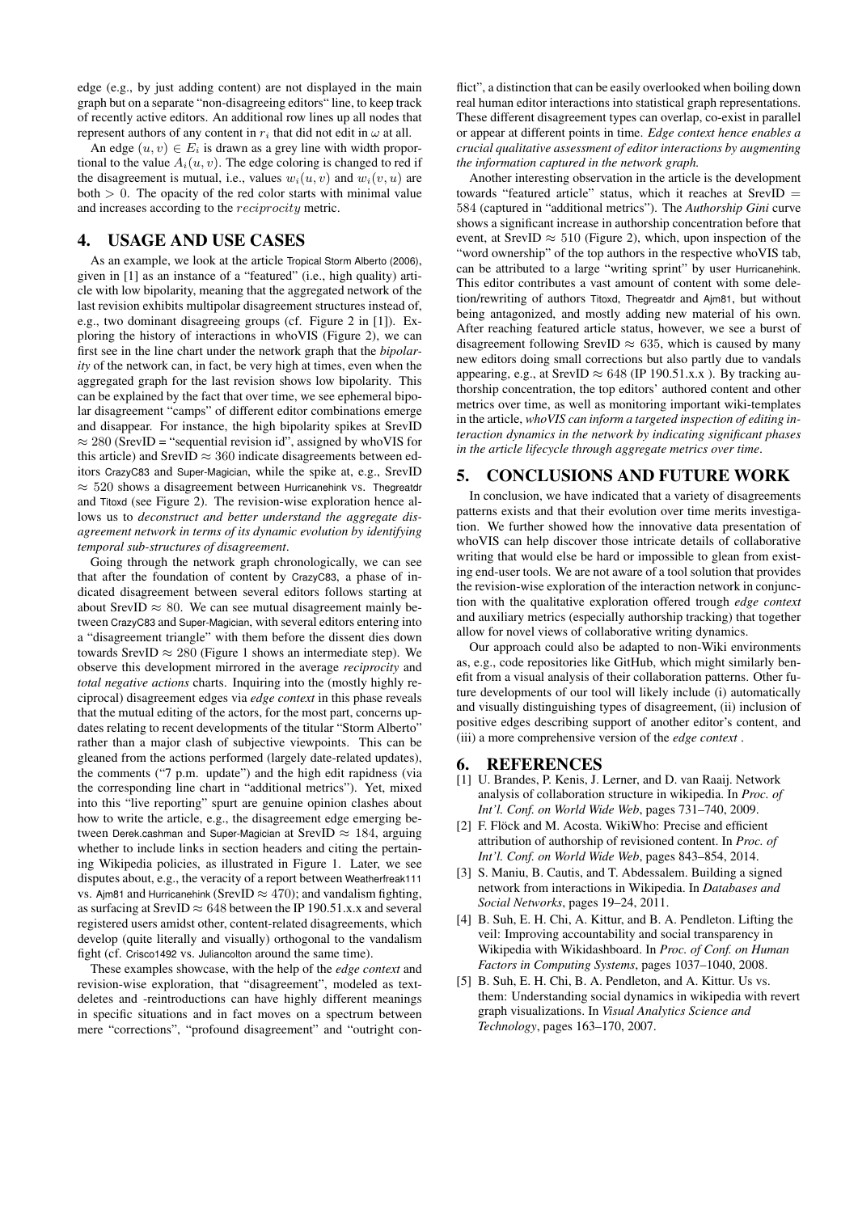edge (e.g., by just adding content) are not displayed in the main graph but on a separate "non-disagreeing editors" line, to keep track of recently active editors. An additional row lines up all nodes that represent authors of any content in $r_i$ that did not edit in $\omega$ at all.

An edge $(u, v) \in E_i$ is drawn as a grey line with width proportional to the value $A_i(u, v)$. The edge coloring is changed to red if the disagreement is mutual, i.e., values $w_i(u, v)$ and $w_i(v, u)$ are both $> 0$. The opacity of the red color starts with minimal value and increases according to the $reciprocity$ metric.

## 4. USAGE AND USE CASES

As an example, we look at the article Tropical Storm Alberto (2006), given in [1] as an instance of a "featured" (i.e., high quality) article with low bipolarity, meaning that the aggregated network of the last revision exhibits multipolar disagreement structures instead of, e.g., two dominant disagreeing groups (cf. Figure 2 in [1]). Exploring the history of interactions in whoVIS (Figure 2), we can first see in the line chart under the network graph that the *bipolarity* of the network can, in fact, be very high at times, even when the aggregated graph for the last revision shows low bipolarity. This can be explained by the fact that over time, we see ephemeral bipolar disagreement "camps" of different editor combinations emerge and disappear. For instance, the high bipolarity spikes at SrevID $\approx 280$ (SrevID = "sequential revision id", assigned by whoVIS for this article) and SrevID $\approx 360$ indicate disagreements between editors CrazyC83 and Super-Magician, while the spike at, e.g., SrevID $\approx 520$ shows a disagreement between Hurricanehink vs. Thegreatdr and Titoxd (see Figure 2). The revision-wise exploration hence allows us to *deconstruct and better understand the aggregate disagreement network in terms of its dynamic evolution by identifying temporal sub-structures of disagreement*.

Going through the network graph chronologically, we can see that after the foundation of content by CrazyC83, a phase of indicated disagreement between several editors follows starting at about SrevID $\approx 80$. We can see mutual disagreement mainly between CrazyC83 and Super-Magician, with several editors entering into a "disagreement triangle" with them before the dissent dies down towards SrevID $\approx 280$ (Figure 1 shows an intermediate step). We observe this development mirrored in the average *reciprocity* and *total negative actions* charts. Inquiring into the (mostly highly reciprocal) disagreement edges via *edge context* in this phase reveals that the mutual editing of the actors, for the most part, concerns updates relating to recent developments of the titular "Storm Alberto" rather than a major clash of subjective viewpoints. This can be gleaned from the actions performed (largely date-related updates), the comments ("7 p.m. update") and the high edit rapidness (via the corresponding line chart in "additional metrics"). Yet, mixed into this "live reporting" spurt are genuine opinion clashes about how to write the article, e.g., the disagreement edge emerging between Derek.cashman and Super-Magician at SrevID $\approx 184$, arguing whether to include links in section headers and citing the pertaining Wikipedia policies, as illustrated in Figure 1. Later, we see disputes about, e.g., the veracity of a report between Weatherfreak111 vs. Ajm81 and Hurricanehink (SrevID $\approx 470$); and vandalism fighting, as surfacing at SrevID $\approx 648$ between the IP 190.51.x.x and several registered users amidst other, content-related disagreements, which develop (quite literally and visually) orthogonal to the vandalism fight (cf. Crisco1492 vs. Juliancolton around the same time).

These examples showcase, with the help of the *edge context* and revision-wise exploration, that "disagreement", modeled as text-deletes and -reintroductions can have highly different meanings in specific situations and in fact moves on a spectrum between mere "corrections", "profound disagreement" and "outright conflict", a distinction that can be easily overlooked when boiling down real human editor interactions into statistical graph representations. These different disagreement types can overlap, co-exist in parallel or appear at different points in time. *Edge context hence enables a crucial qualitative assessment of editor interactions by augmenting the information captured in the network graph.*

Another interesting observation in the article is the development towards "featured article" status, which it reaches at SrevID $= 584$ (captured in "additional metrics"). The *Authorship Gini* curve shows a significant increase in authorship concentration before that event, at SrevID $\approx 510$ (Figure 2), which, upon inspection of the "word ownership" of the top authors in the respective whoVIS tab, can be attributed to a large "writing sprint" by user Hurricanehink. This editor contributes a vast amount of content with some deletion/rewriting of authors Titoxd, Thegreatdr and Ajm81, but without being antagonized, and mostly adding new material of his own. After reaching featured article status, however, we see a burst of disagreement following SrevID $\approx 635$, which is caused by many new editors doing small corrections but also partly due to vandals appearing, e.g., at SrevID $\approx 648$ (IP 190.51.x.x ). By tracking authorship concentration, the top editors' authored content and other metrics over time, as well as monitoring important wiki-templates in the article, *whoVIS can inform a targeted inspection of editing interaction dynamics in the network by indicating significant phases in the article lifecycle through aggregate metrics over time*.

## 5. CONCLUSIONS AND FUTURE WORK

In conclusion, we have indicated that a variety of disagreements patterns exists and that their evolution over time merits investigation. We further showed how the innovative data presentation of whoVIS can help discover those intricate details of collaborative writing that would else be hard or impossible to glean from existing end-user tools. We are not aware of a tool solution that provides the revision-wise exploration of the interaction network in conjunction with the qualitative exploration offered trough *edge context* and auxiliary metrics (especially authorship tracking) that together allow for novel views of collaborative writing dynamics.

Our approach could also be adapted to non-Wiki environments as, e.g., code repositories like GitHub, which might similarly benefit from a visual analysis of their collaboration patterns. Other future developments of our tool will likely include (i) automatically and visually distinguishing types of disagreement, (ii) inclusion of positive edges describing support of another editor's content, and (iii) a more comprehensive version of the *edge context* .

## 6. REFERENCES

[1] U. Brandes, P. Kenis, J. Lerner, and D. van Raaij. Network analysis of collaboration structure in wikipedia. In *Proc. of Int'l. Conf. on World Wide Web*, pages 731–740, 2009.

[2] F. Flöck and M. Acosta. WikiWho: Precise and efficient attribution of authorship of revisioned content. In *Proc. of Int'l. Conf. on World Wide Web*, pages 843–854, 2014.

[3] S. Maniu, B. Cautis, and T. Abdessalem. Building a signed network from interactions in Wikipedia. In *Databases and Social Networks*, pages 19–24, 2011.

[4] B. Suh, E. H. Chi, A. Kittur, and B. A. Pendleton. Lifting the veil: Improving accountability and social transparency in Wikipedia with Wikidashboard. In *Proc. of Conf. on Human Factors in Computing Systems*, pages 1037–1040, 2008.

[5] B. Suh, E. H. Chi, B. A. Pendleton, and A. Kittur. Us vs. them: Understanding social dynamics in wikipedia with revert graph visualizations. In *Visual Analytics Science and Technology*, pages 163–170, 2007.